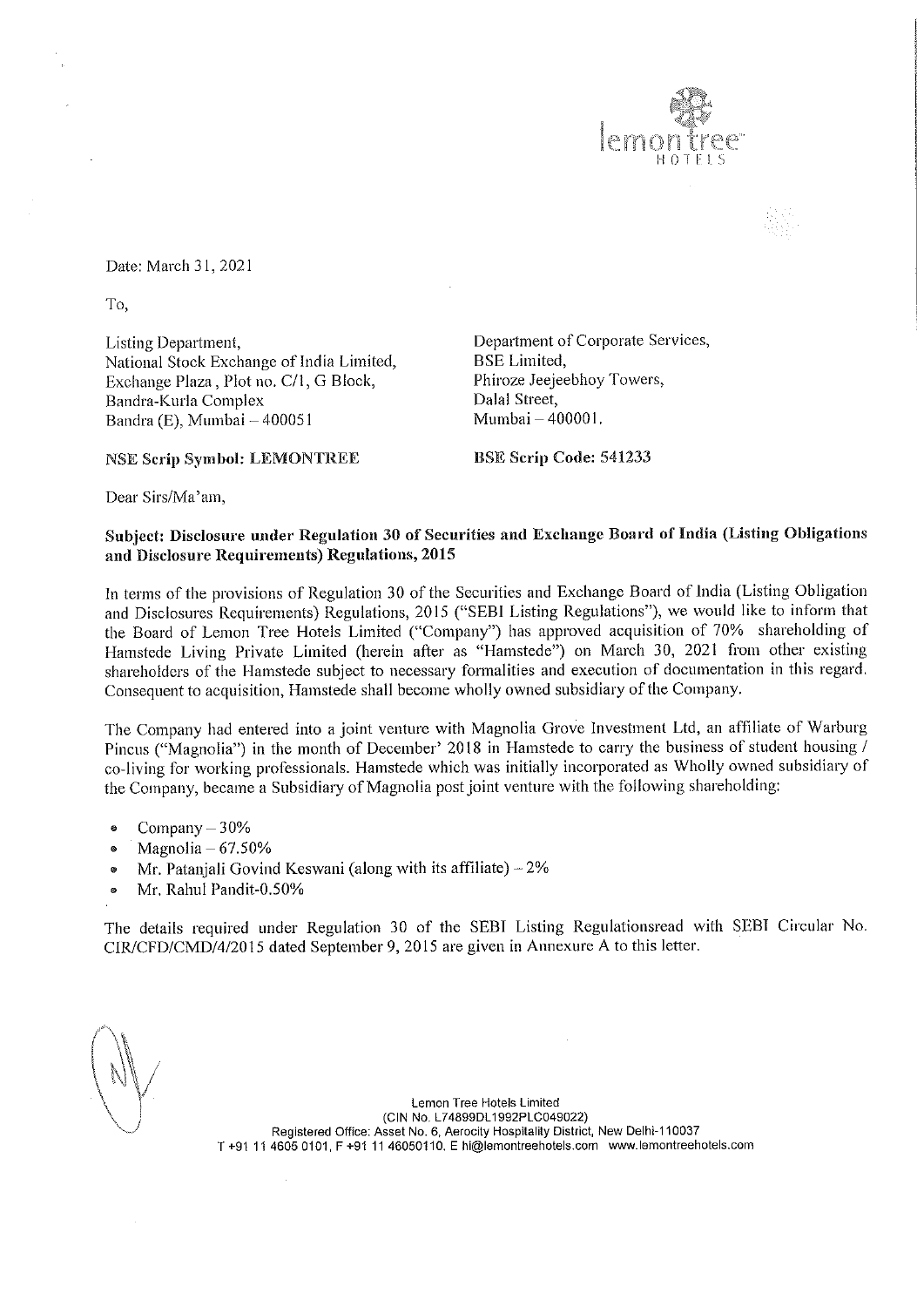Date: March 31, 2021

To,

Listing Department,
National Stock Exchange of India Limited,
Exchange Plaza, Plot no. C/1, G Block,
Bandra-Kurla Complex
Bandra (E), Mumbai – 400051

Department of Corporate Services,
BSE Limited,
Phiroze Jeejeebhoy Towers,
Dalal Street,
Mumbai – 400001.

**NSE Scrip Symbol: LEMONTREE**

**BSE Scrip Code: 541233**

Dear Sirs/Ma'am,

**Subject: Disclosure under Regulation 30 of Securities and Exchange Board of India (Listing Obligations and Disclosure Requirements) Regulations, 2015**

In terms of the provisions of Regulation 30 of the Securities and Exchange Board of India (Listing Obligation and Disclosures Requirements) Regulations, 2015 ("SEBI Listing Regulations"), we would like to inform that the Board of Lemon Tree Hotels Limited ("Company") has approved acquisition of 70% shareholding of Hamstede Living Private Limited (herein after as "Hamstede") on March 30, 2021 from other existing shareholders of the Hamstede subject to necessary formalities and execution of documentation in this regard. Consequent to acquisition, Hamstede shall become wholly owned subsidiary of the Company.

The Company had entered into a joint venture with Magnolia Grove Investment Ltd, an affiliate of Warburg Pincus ("Magnolia") in the month of December' 2018 in Hamstede to carry the business of student housing / co-living for working professionals. Hamstede which was initially incorporated as Wholly owned subsidiary of the Company, became a Subsidiary of Magnolia post joint venture with the following shareholding:

- Company – 30%
- Magnolia – 67.50%
- Mr. Patanjali Govind Keswani (along with its affiliate) – 2%
- Mr. Rahul Pandit-0.50%

The details required under Regulation 30 of the SEBI Listing Regulationsread with SEBI Circular No. CIR/CFD/CMD/4/2015 dated September 9, 2015 are given in Annexure A to this letter.

Lemon Tree Hotels Limited
(CIN No. L74899DL1992PLC049022)
Registered Office: Asset No. 6, Aerocity Hospitality District, New Delhi-110037
T +91 11 4605 0101, F +91 11 46050110, E hi@lemontreehotels.com www.lemontreehotels.com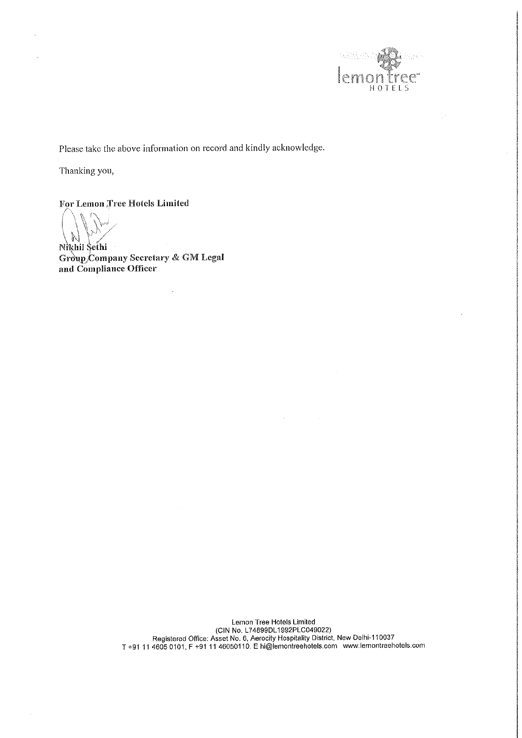Please take the above information on record and kindly acknowledge.

Thanking you,

**For Lemon Tree Hotels Limited**

**Nikhil Sethi**
**Group Company Secretary & GM Legal and Compliance Officer**

Lemon Tree Hotels Limited
(CIN No. L74899DL1992PLC049022)
Registered Office: Asset No. 6, Aerocity Hospitality District, New Delhi-110037
T +91 11 4605 0101, F +91 11 46050110. E hi@lemontreehotels.com www.lemontreehotels.com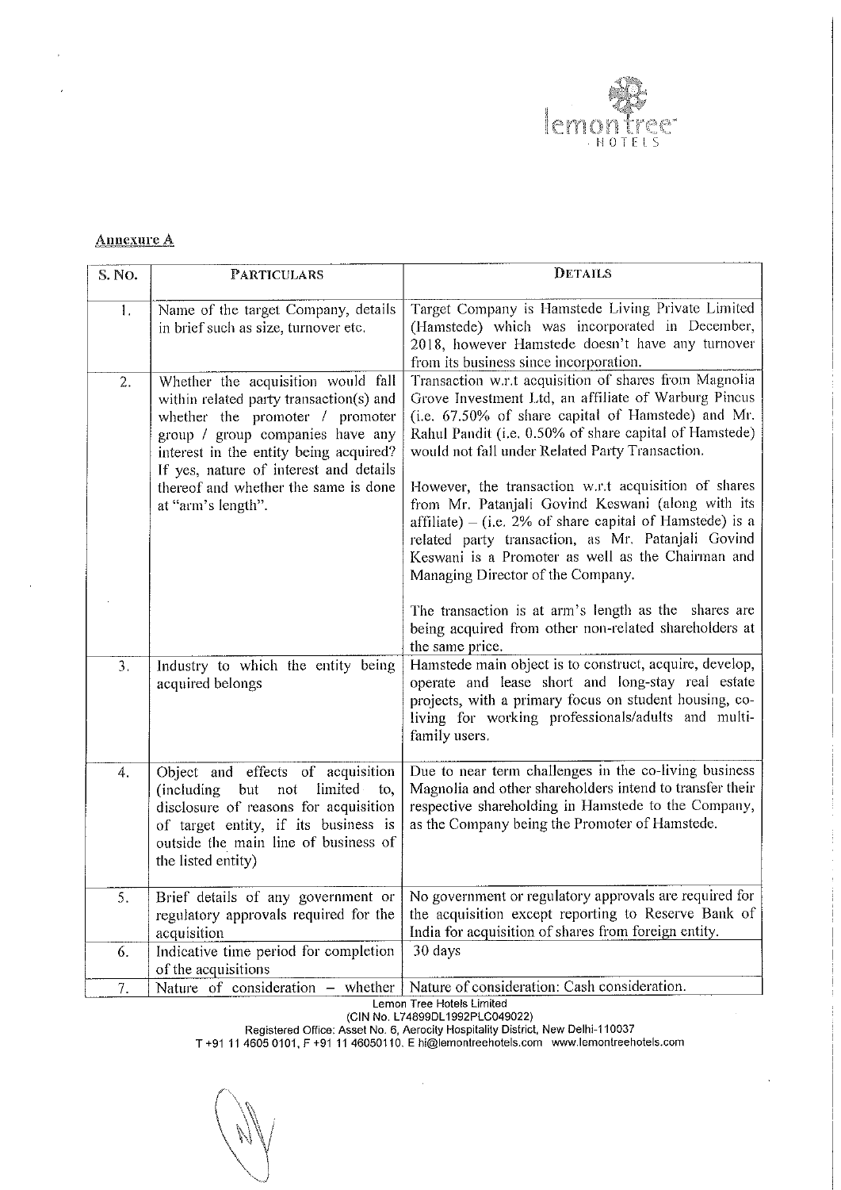## Annexure A

| S. No. | PARTICULARS | DETAILS |
|---|---|---|
| 1. | Name of the target Company, details in brief such as size, turnover etc. | Target Company is Hamstede Living Private Limited (Hamstede) which was incorporated in December, 2018, however Hamstede doesn't have any turnover from its business since incorporation. |
| 2. | Whether the acquisition would fall within related party transaction(s) and whether the promoter / promoter group / group companies have any interest in the entity being acquired? If yes, nature of interest and details thereof and whether the same is done at "arm's length". | Transaction w.r.t acquisition of shares from Magnolia Grove Investment Ltd, an affiliate of Warburg Pincus (i.e. 67.50% of share capital of Hamstede) and Mr. Rahul Pandit (i.e. 0.50% of share capital of Hamstede) would not fall under Related Party Transaction.<br><br>However, the transaction w.r.t acquisition of shares from Mr. Patanjali Govind Keswani (along with its affiliate) – (i.e. 2% of share capital of Hamstede) is a related party transaction, as Mr. Patanjali Govind Keswani is a Promoter as well as the Chairman and Managing Director of the Company.<br><br>The transaction is at arm's length as the shares are being acquired from other non-related shareholders at the same price. |
| 3. | Industry to which the entity being acquired belongs | Hamstede main object is to construct, acquire, develop, operate and lease short and long-stay real estate projects, with a primary focus on student housing, co-living for working professionals/adults and multi-family users. |
| 4. | Object and effects of acquisition (including but not limited to, disclosure of reasons for acquisition of target entity, if its business is outside the main line of business of the listed entity) | Due to near term challenges in the co-living business Magnolia and other shareholders intend to transfer their respective shareholding in Hamstede to the Company, as the Company being the Promoter of Hamstede. |
| 5. | Brief details of any government or regulatory approvals required for the acquisition | No government or regulatory approvals are required for the acquisition except reporting to Reserve Bank of India for acquisition of shares from foreign entity. |
| 6. | Indicative time period for completion of the acquisitions | 30 days |
| 7. | Nature of consideration – whether | Nature of consideration: Cash consideration. |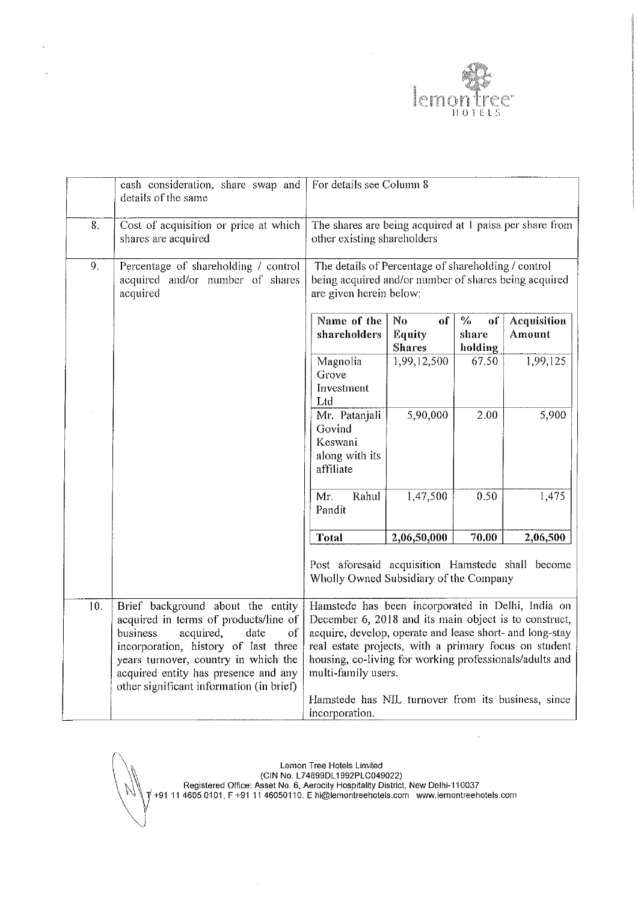| | | |
|---|---|---|
| | cash consideration, share swap and details of the same | For details see Column 8 |
| 8. | Cost of acquisition or price at which shares are acquired | The shares are being acquired at 1 paisa per share from other existing shareholders |
| 9. | Percentage of shareholding / control acquired and/or number of shares acquired | The details of Percentage of shareholding / control being acquired and/or number of shares being acquired are given herein below: |

| Name of the shareholders | No of Equity Shares | % of share holding | Acquisition Amount |
|---|---|---|---|
| Magnolia Grove Investment Ltd | 1,99,12,500 | 67.50 | 1,99,125 |
| Mr. Patanjali Govind Keswani along with its affiliate | 5,90,000 | 2.00 | 5,900 |
| Mr. Rahul Pandit | 1,47,500 | 0.50 | 1,475 |
| **Total** | **2,06,50,000** | **70.00** | **2,06,500** |

Post aforesaid acquisition Hamstede shall become Wholly Owned Subsidiary of the Company

| | | |
|---|---|---|
| 10. | Brief background about the entity acquired in terms of products/line of business acquired, date of incorporation, history of last three years turnover, country in which the acquired entity has presence and any other significant information (in brief) | Hamstede has been incorporated in Delhi, India on December 6, 2018 and its main object is to construct, acquire, develop, operate and lease short- and long-stay real estate projects, with a primary focus on student housing, co-living for working professionals/adults and multi-family users.<br><br>Hamstede has NIL turnover from its business, since incorporation. |

Lemon Tree Hotels Limited
(CIN No. L74899DL1992PLC049022)
Registered Office: Asset No. 6, Aerocity Hospitality District, New Delhi-110037
T +91 11 4605 0101, F +91 11 46050110. E hi@lemontreehotels.com www.lemontreehotels.com